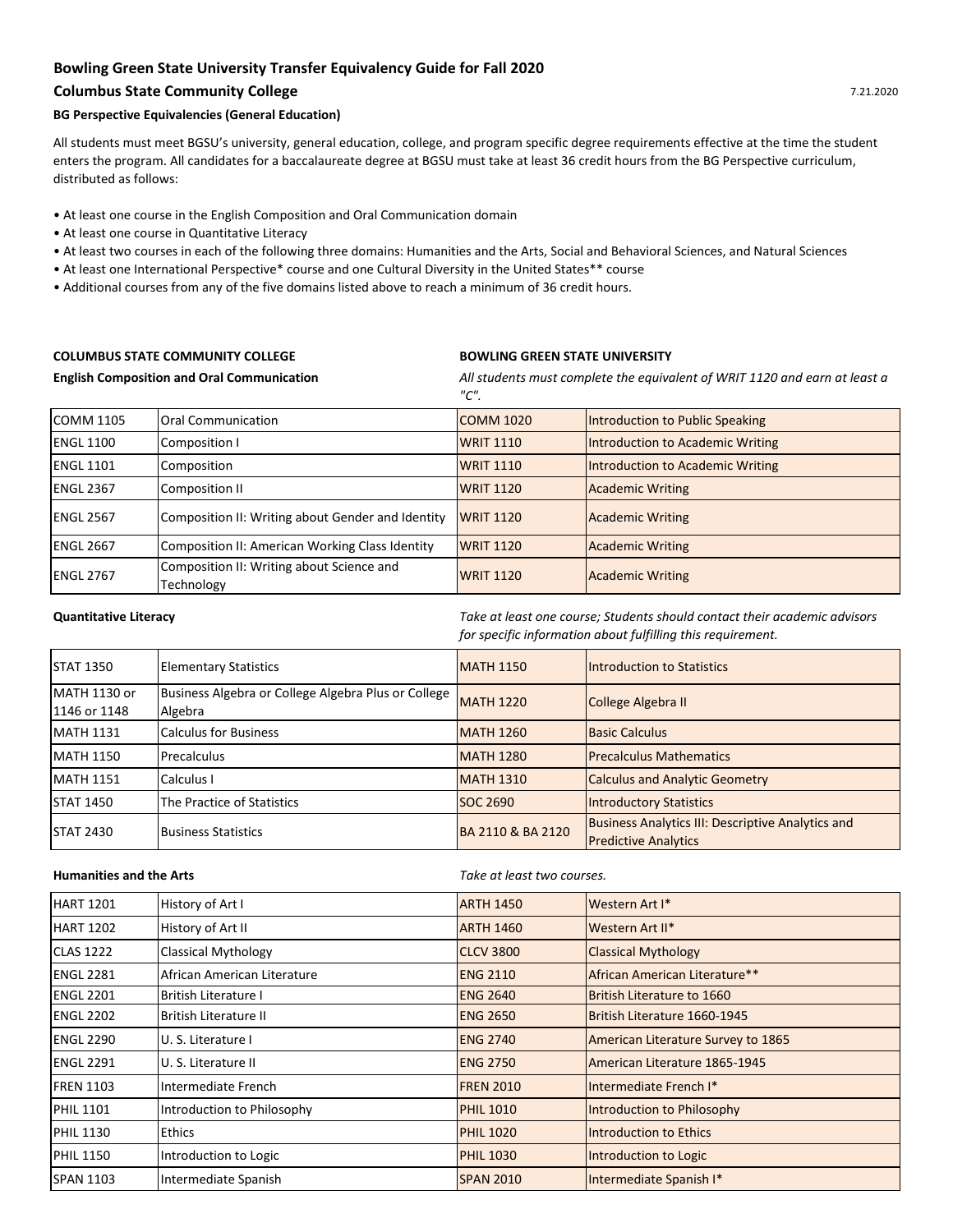## Bowling Green State University Transfer Equivalency Guide for Fall 2020

### Columbus State Community College

7.21.2020

#### BG Perspective Equivalencies (General Education)

All students must meet BGSU's university, general education, college, and program specific degree requirements effective at the time the student enters the program. All candidates for a baccalaureate degree at BGSU must take at least 36 credit hours from the BG Perspective curriculum, distributed as follows:

- At least one course in the English Composition and Oral Communication domain
- At least one course in Quantitative Literacy
- At least two courses in each of the following three domains: Humanities and the Arts, Social and Behavioral Sciences, and Natural Sciences
- At least one International Perspective* course and one Cultural Diversity in the United States** course
- Additional courses from any of the five domains listed above to reach a minimum of 36 credit hours.

**COLUMBUS STATE COMMUNITY COLLEGE** | **BOWLING GREEN STATE UNIVERSITY**

**English Composition and Oral Communication**

*All students must complete the equivalent of WRIT 1120 and earn at least a "C".*

| | | | |
|---|---|---|---|
| COMM 1105 | Oral Communication | COMM 1020 | Introduction to Public Speaking |
| ENGL 1100 | Composition I | WRIT 1110 | Introduction to Academic Writing |
| ENGL 1101 | Composition | WRIT 1110 | Introduction to Academic Writing |
| ENGL 2367 | Composition II | WRIT 1120 | Academic Writing |
| ENGL 2567 | Composition II: Writing about Gender and Identity | WRIT 1120 | Academic Writing |
| ENGL 2667 | Composition II: American Working Class Identity | WRIT 1120 | Academic Writing |
| ENGL 2767 | Composition II: Writing about Science and Technology | WRIT 1120 | Academic Writing |

**Quantitative Literacy**

*Take at least one course; Students should contact their academic advisors for specific information about fulfilling this requirement.*

| | | | |
|---|---|---|---|
| STAT 1350 | Elementary Statistics | MATH 1150 | Introduction to Statistics |
| MATH 1130 or 1146 or 1148 | Business Algebra or College Algebra Plus or College Algebra | MATH 1220 | College Algebra II |
| MATH 1131 | Calculus for Business | MATH 1260 | Basic Calculus |
| MATH 1150 | Precalculus | MATH 1280 | Precalculus Mathematics |
| MATH 1151 | Calculus I | MATH 1310 | Calculus and Analytic Geometry |
| STAT 1450 | The Practice of Statistics | SOC 2690 | Introductory Statistics |
| STAT 2430 | Business Statistics | BA 2110 & BA 2120 | Business Analytics III: Descriptive Analytics and Predictive Analytics |

**Humanities and the Arts**

*Take at least two courses.*

| | | | |
|---|---|---|---|
| HART 1201 | History of Art I | ARTH 1450 | Western Art I* |
| HART 1202 | History of Art II | ARTH 1460 | Western Art II* |
| CLAS 1222 | Classical Mythology | CLCV 3800 | Classical Mythology |
| ENGL 2281 | African American Literature | ENG 2110 | African American Literature** |
| ENGL 2201 | British Literature I | ENG 2640 | British Literature to 1660 |
| ENGL 2202 | British Literature II | ENG 2650 | British Literature 1660-1945 |
| ENGL 2290 | U. S. Literature I | ENG 2740 | American Literature Survey to 1865 |
| ENGL 2291 | U. S. Literature II | ENG 2750 | American Literature 1865-1945 |
| FREN 1103 | Intermediate French | FREN 2010 | Intermediate French I* |
| PHIL 1101 | Introduction to Philosophy | PHIL 1010 | Introduction to Philosophy |
| PHIL 1130 | Ethics | PHIL 1020 | Introduction to Ethics |
| PHIL 1150 | Introduction to Logic | PHIL 1030 | Introduction to Logic |
| SPAN 1103 | Intermediate Spanish | SPAN 2010 | Intermediate Spanish I* |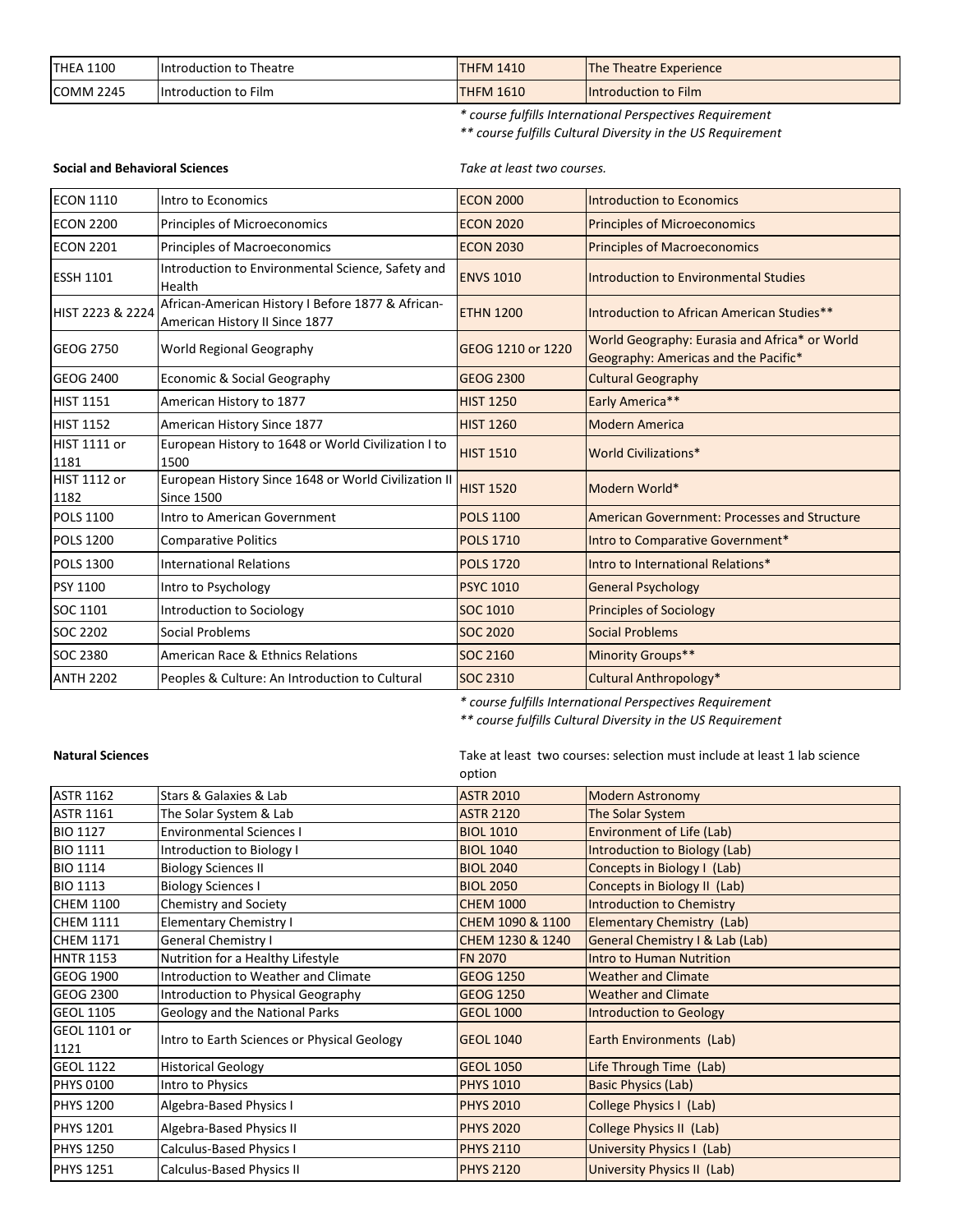| | | | |
|---|---|---|---|
| THEA 1100 | Introduction to Theatre | THFM 1410 | The Theatre Experience |
| COMM 2245 | Introduction to Film | THFM 1610 | Introduction to Film |

*\* course fulfills International Perspectives Requirement*
*\*\* course fulfills Cultural Diversity in the US Requirement*

**Social and Behavioral Sciences**

*Take at least two courses.*

| | | | |
|---|---|---|---|
| ECON 1110 | Intro to Economics | ECON 2000 | Introduction to Economics |
| ECON 2200 | Principles of Microeconomics | ECON 2020 | Principles of Microeconomics |
| ECON 2201 | Principles of Macroeconomics | ECON 2030 | Principles of Macroeconomics |
| ESSH 1101 | Introduction to Environmental Science, Safety and Health | ENVS 1010 | Introduction to Environmental Studies |
| HIST 2223 & 2224 | African-American History I Before 1877 & African-American History II Since 1877 | ETHN 1200 | Introduction to African American Studies** |
| GEOG 2750 | World Regional Geography | GEOG 1210 or 1220 | World Geography: Eurasia and Africa* or World Geography: Americas and the Pacific* |
| GEOG 2400 | Economic & Social Geography | GEOG 2300 | Cultural Geography |
| HIST 1151 | American History to 1877 | HIST 1250 | Early America** |
| HIST 1152 | American History Since 1877 | HIST 1260 | Modern America |
| HIST 1111 or 1181 | European History to 1648 or World Civilization I to 1500 | HIST 1510 | World Civilizations* |
| HIST 1112 or 1182 | European History Since 1648 or World Civilization II Since 1500 | HIST 1520 | Modern World* |
| POLS 1100 | Intro to American Government | POLS 1100 | American Government: Processes and Structure |
| POLS 1200 | Comparative Politics | POLS 1710 | Intro to Comparative Government* |
| POLS 1300 | International Relations | POLS 1720 | Intro to International Relations* |
| PSY 1100 | Intro to Psychology | PSYC 1010 | General Psychology |
| SOC 1101 | Introduction to Sociology | SOC 1010 | Principles of Sociology |
| SOC 2202 | Social Problems | SOC 2020 | Social Problems |
| SOC 2380 | American Race & Ethnics Relations | SOC 2160 | Minority Groups** |
| ANTH 2202 | Peoples & Culture: An Introduction to Cultural | SOC 2310 | Cultural Anthropology* |

*\* course fulfills International Perspectives Requirement*
*\*\* course fulfills Cultural Diversity in the US Requirement*

**Natural Sciences**

Take at least two courses: selection must include at least 1 lab science option

| | | | |
|---|---|---|---|
| ASTR 1162 | Stars & Galaxies & Lab | ASTR 2010 | Modern Astronomy |
| ASTR 1161 | The Solar System & Lab | ASTR 2120 | The Solar System |
| BIO 1127 | Environmental Sciences I | BIOL 1010 | Environment of Life (Lab) |
| BIO 1111 | Introduction to Biology I | BIOL 1040 | Introduction to Biology (Lab) |
| BIO 1114 | Biology Sciences II | BIOL 2040 | Concepts in Biology I (Lab) |
| BIO 1113 | Biology Sciences I | BIOL 2050 | Concepts in Biology II (Lab) |
| CHEM 1100 | Chemistry and Society | CHEM 1000 | Introduction to Chemistry |
| CHEM 1111 | Elementary Chemistry I | CHEM 1090 & 1100 | Elementary Chemistry (Lab) |
| CHEM 1171 | General Chemistry I | CHEM 1230 & 1240 | General Chemistry I & Lab (Lab) |
| HNTR 1153 | Nutrition for a Healthy Lifestyle | FN 2070 | Intro to Human Nutrition |
| GEOG 1900 | Introduction to Weather and Climate | GEOG 1250 | Weather and Climate |
| GEOG 2300 | Introduction to Physical Geography | GEOG 1250 | Weather and Climate |
| GEOL 1105 | Geology and the National Parks | GEOL 1000 | Introduction to Geology |
| GEOL 1101 or 1121 | Intro to Earth Sciences or Physical Geology | GEOL 1040 | Earth Environments (Lab) |
| GEOL 1122 | Historical Geology | GEOL 1050 | Life Through Time (Lab) |
| PHYS 0100 | Intro to Physics | PHYS 1010 | Basic Physics (Lab) |
| PHYS 1200 | Algebra-Based Physics I | PHYS 2010 | College Physics I (Lab) |
| PHYS 1201 | Algebra-Based Physics II | PHYS 2020 | College Physics II (Lab) |
| PHYS 1250 | Calculus-Based Physics I | PHYS 2110 | University Physics I (Lab) |
| PHYS 1251 | Calculus-Based Physics II | PHYS 2120 | University Physics II (Lab) |